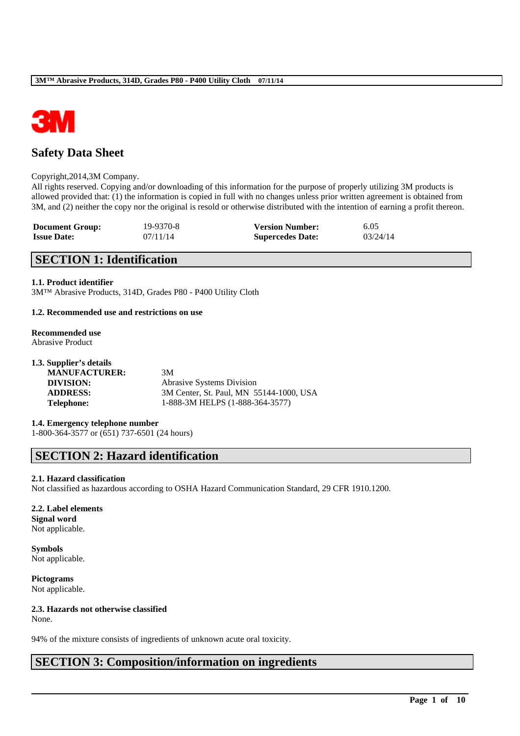# Safety Data Sheet

Copyright,2014,3M Company.
All rights reserved. Copying and/or downloading of this information for the purpose of properly utilizing 3M products is allowed provided that: (1) the information is copied in full with no changes unless prior written agreement is obtained from 3M, and (2) neither the copy nor the original is resold or otherwise distributed with the intention of earning a profit thereon.

| **Document Group:** | 19-9370-8 | **Version Number:** | 6.05 |
|---|---|---|---|
| **Issue Date:** | 07/11/14 | **Supercedes Date:** | 03/24/14 |

## SECTION 1: Identification

**1.1. Product identifier**
3M™ Abrasive Products, 314D, Grades P80 - P400 Utility Cloth

**1.2. Recommended use and restrictions on use**

**Recommended use**
Abrasive Product

**1.3. Supplier's details**

| | |
|---|---|
| **MANUFACTURER:** | 3M |
| **DIVISION:** | Abrasive Systems Division |
| **ADDRESS:** | 3M Center, St. Paul, MN 55144-1000, USA |
| **Telephone:** | 1-888-3M HELPS (1-888-364-3577) |

**1.4. Emergency telephone number**
1-800-364-3577 or (651) 737-6501 (24 hours)

## SECTION 2: Hazard identification

**2.1. Hazard classification**
Not classified as hazardous according to OSHA Hazard Communication Standard, 29 CFR 1910.1200.

**2.2. Label elements**
**Signal word**
Not applicable.

**Symbols**
Not applicable.

**Pictograms**
Not applicable.

**2.3. Hazards not otherwise classified**
None.

94% of the mixture consists of ingredients of unknown acute oral toxicity.

## SECTION 3: Composition/information on ingredients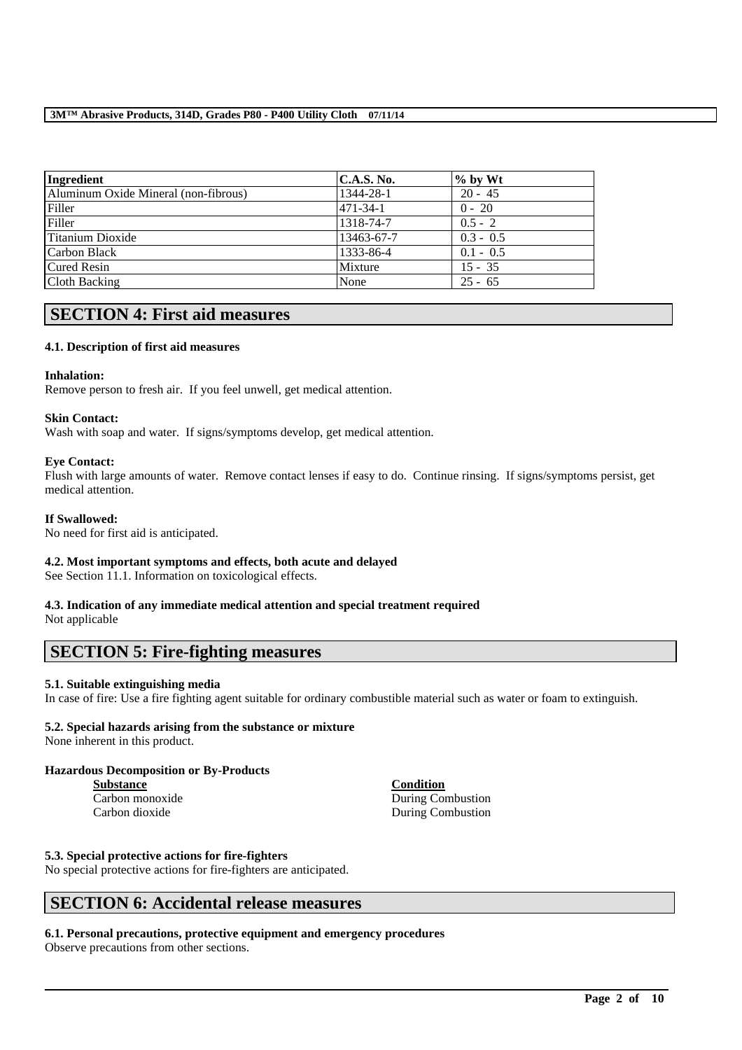| Ingredient | C.A.S. No. | % by Wt |
| --- | --- | --- |
| Aluminum Oxide Mineral (non-fibrous) | 1344-28-1 | 20 - 45 |
| Filler | 471-34-1 | 0 - 20 |
| Filler | 1318-74-7 | 0.5 - 2 |
| Titanium Dioxide | 13463-67-7 | 0.3 - 0.5 |
| Carbon Black | 1333-86-4 | 0.1 - 0.5 |
| Cured Resin | Mixture | 15 - 35 |
| Cloth Backing | None | 25 - 65 |

## SECTION 4: First aid measures

### 4.1. Description of first aid measures

**Inhalation:**
Remove person to fresh air. If you feel unwell, get medical attention.

**Skin Contact:**
Wash with soap and water. If signs/symptoms develop, get medical attention.

**Eye Contact:**
Flush with large amounts of water. Remove contact lenses if easy to do. Continue rinsing. If signs/symptoms persist, get medical attention.

**If Swallowed:**
No need for first aid is anticipated.

### 4.2. Most important symptoms and effects, both acute and delayed

See Section 11.1. Information on toxicological effects.

### 4.3. Indication of any immediate medical attention and special treatment required

Not applicable

## SECTION 5: Fire-fighting measures

### 5.1. Suitable extinguishing media

In case of fire: Use a fire fighting agent suitable for ordinary combustible material such as water or foam to extinguish.

### 5.2. Special hazards arising from the substance or mixture

None inherent in this product.

**Hazardous Decomposition or By-Products**

| Substance | Condition |
| --- | --- |
| Carbon monoxide | During Combustion |
| Carbon dioxide | During Combustion |

### 5.3. Special protective actions for fire-fighters

No special protective actions for fire-fighters are anticipated.

## SECTION 6: Accidental release measures

### 6.1. Personal precautions, protective equipment and emergency procedures

Observe precautions from other sections.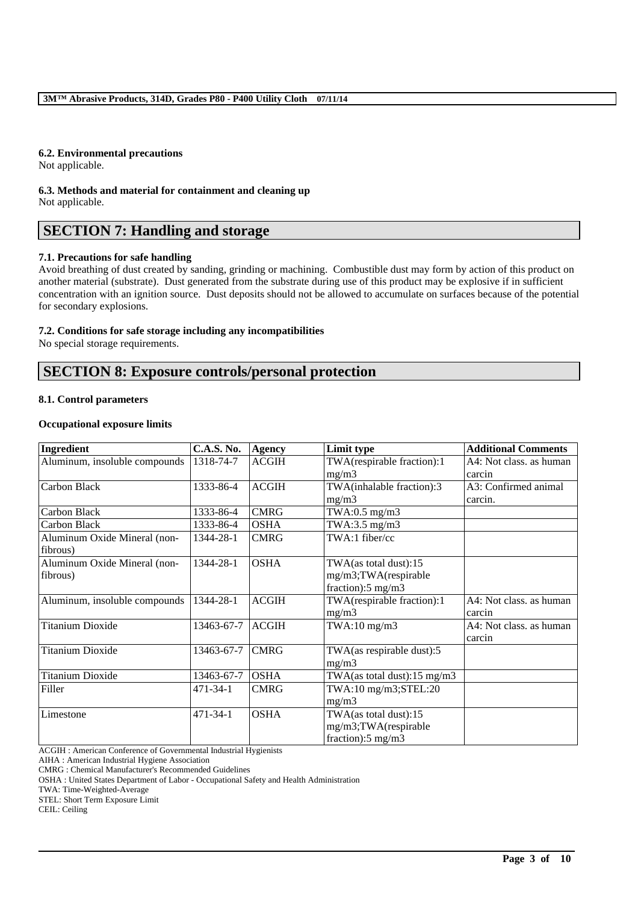#### 6.2. Environmental precautions
Not applicable.

#### 6.3. Methods and material for containment and cleaning up
Not applicable.

## SECTION 7: Handling and storage

#### 7.1. Precautions for safe handling
Avoid breathing of dust created by sanding, grinding or machining. Combustible dust may form by action of this product on another material (substrate). Dust generated from the substrate during use of this product may be explosive if in sufficient concentration with an ignition source. Dust deposits should not be allowed to accumulate on surfaces because of the potential for secondary explosions.

#### 7.2. Conditions for safe storage including any incompatibilities
No special storage requirements.

## SECTION 8: Exposure controls/personal protection

#### 8.1. Control parameters

**Occupational exposure limits**

| Ingredient | C.A.S. No. | Agency | Limit type | Additional Comments |
|---|---|---|---|---|
| Aluminum, insoluble compounds | 1318-74-7 | ACGIH | TWA(respirable fraction):1 mg/m3 | A4: Not class. as human carcin |
| Carbon Black | 1333-86-4 | ACGIH | TWA(inhalable fraction):3 mg/m3 | A3: Confirmed animal carcin. |
| Carbon Black | 1333-86-4 | CMRG | TWA:0.5 mg/m3 | |
| Carbon Black | 1333-86-4 | OSHA | TWA:3.5 mg/m3 | |
| Aluminum Oxide Mineral (non-fibrous) | 1344-28-1 | CMRG | TWA:1 fiber/cc | |
| Aluminum Oxide Mineral (non-fibrous) | 1344-28-1 | OSHA | TWA(as total dust):15 mg/m3;TWA(respirable fraction):5 mg/m3 | |
| Aluminum, insoluble compounds | 1344-28-1 | ACGIH | TWA(respirable fraction):1 mg/m3 | A4: Not class. as human carcin |
| Titanium Dioxide | 13463-67-7 | ACGIH | TWA:10 mg/m3 | A4: Not class. as human carcin |
| Titanium Dioxide | 13463-67-7 | CMRG | TWA(as respirable dust):5 mg/m3 | |
| Titanium Dioxide | 13463-67-7 | OSHA | TWA(as total dust):15 mg/m3 | |
| Filler | 471-34-1 | CMRG | TWA:10 mg/m3;STEL:20 mg/m3 | |
| Limestone | 471-34-1 | OSHA | TWA(as total dust):15 mg/m3;TWA(respirable fraction):5 mg/m3 | |

ACGIH : American Conference of Governmental Industrial Hygienists
AIHA : American Industrial Hygiene Association
CMRG : Chemical Manufacturer's Recommended Guidelines
OSHA : United States Department of Labor - Occupational Safety and Health Administration
TWA: Time-Weighted-Average
STEL: Short Term Exposure Limit
CEIL: Ceiling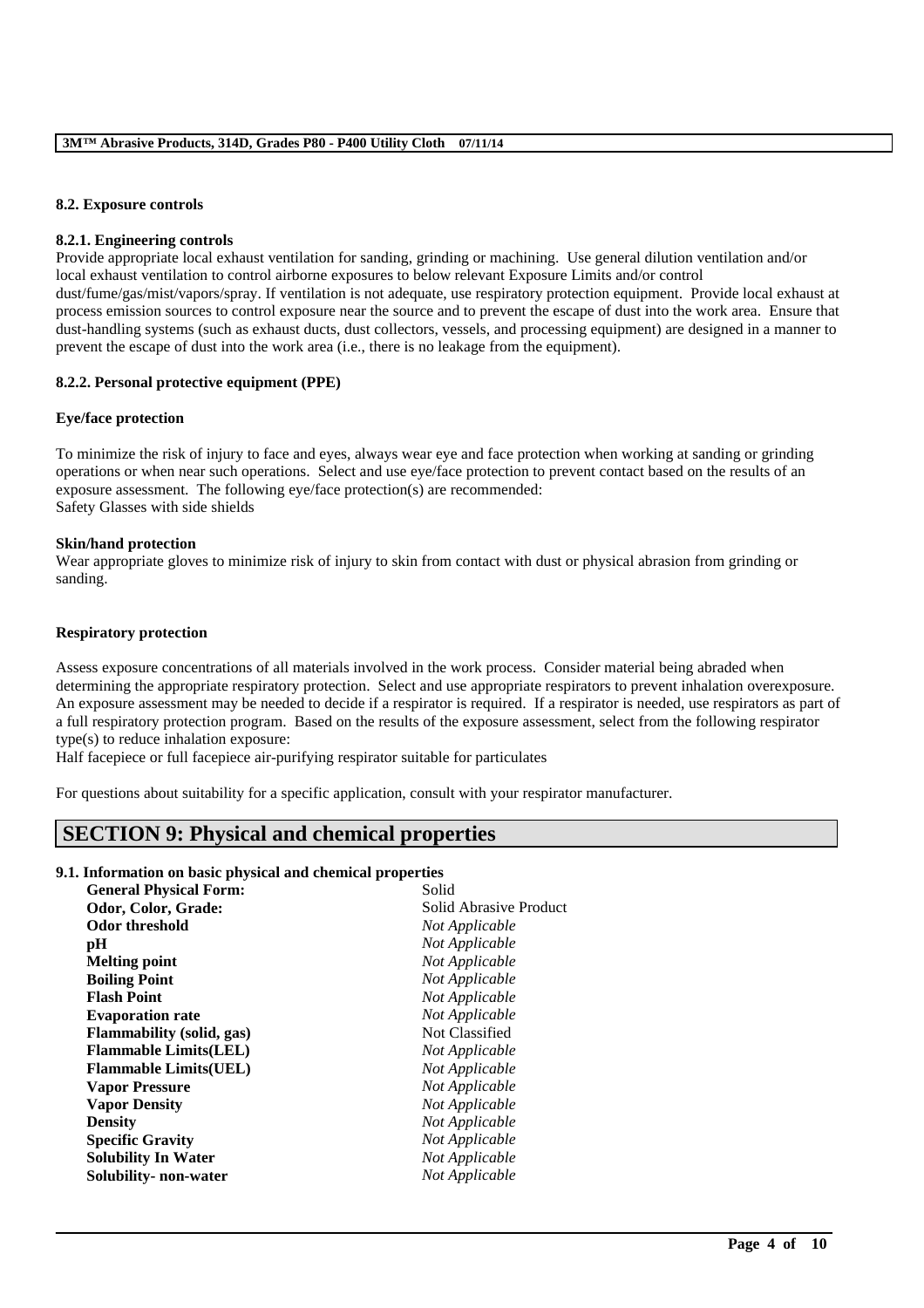### 8.2. Exposure controls

#### 8.2.1. Engineering controls

Provide appropriate local exhaust ventilation for sanding, grinding or machining. Use general dilution ventilation and/or local exhaust ventilation to control airborne exposures to below relevant Exposure Limits and/or control dust/fume/gas/mist/vapors/spray. If ventilation is not adequate, use respiratory protection equipment. Provide local exhaust at process emission sources to control exposure near the source and to prevent the escape of dust into the work area. Ensure that dust-handling systems (such as exhaust ducts, dust collectors, vessels, and processing equipment) are designed in a manner to prevent the escape of dust into the work area (i.e., there is no leakage from the equipment).

#### 8.2.2. Personal protective equipment (PPE)

**Eye/face protection**

To minimize the risk of injury to face and eyes, always wear eye and face protection when working at sanding or grinding operations or when near such operations. Select and use eye/face protection to prevent contact based on the results of an exposure assessment. The following eye/face protection(s) are recommended:
Safety Glasses with side shields

**Skin/hand protection**

Wear appropriate gloves to minimize risk of injury to skin from contact with dust or physical abrasion from grinding or sanding.

**Respiratory protection**

Assess exposure concentrations of all materials involved in the work process. Consider material being abraded when determining the appropriate respiratory protection. Select and use appropriate respirators to prevent inhalation overexposure. An exposure assessment may be needed to decide if a respirator is required. If a respirator is needed, use respirators as part of a full respiratory protection program. Based on the results of the exposure assessment, select from the following respirator type(s) to reduce inhalation exposure:
Half facepiece or full facepiece air-purifying respirator suitable for particulates

For questions about suitability for a specific application, consult with your respirator manufacturer.

## SECTION 9: Physical and chemical properties

### 9.1. Information on basic physical and chemical properties

| Property | Value |
|---|---|
| **General Physical Form:** | Solid |
| **Odor, Color, Grade:** | Solid Abrasive Product |
| **Odor threshold** | *Not Applicable* |
| **pH** | *Not Applicable* |
| **Melting point** | *Not Applicable* |
| **Boiling Point** | *Not Applicable* |
| **Flash Point** | *Not Applicable* |
| **Evaporation rate** | *Not Applicable* |
| **Flammability (solid, gas)** | Not Classified |
| **Flammable Limits(LEL)** | *Not Applicable* |
| **Flammable Limits(UEL)** | *Not Applicable* |
| **Vapor Pressure** | *Not Applicable* |
| **Vapor Density** | *Not Applicable* |
| **Density** | *Not Applicable* |
| **Specific Gravity** | *Not Applicable* |
| **Solubility In Water** | *Not Applicable* |
| **Solubility- non-water** | *Not Applicable* |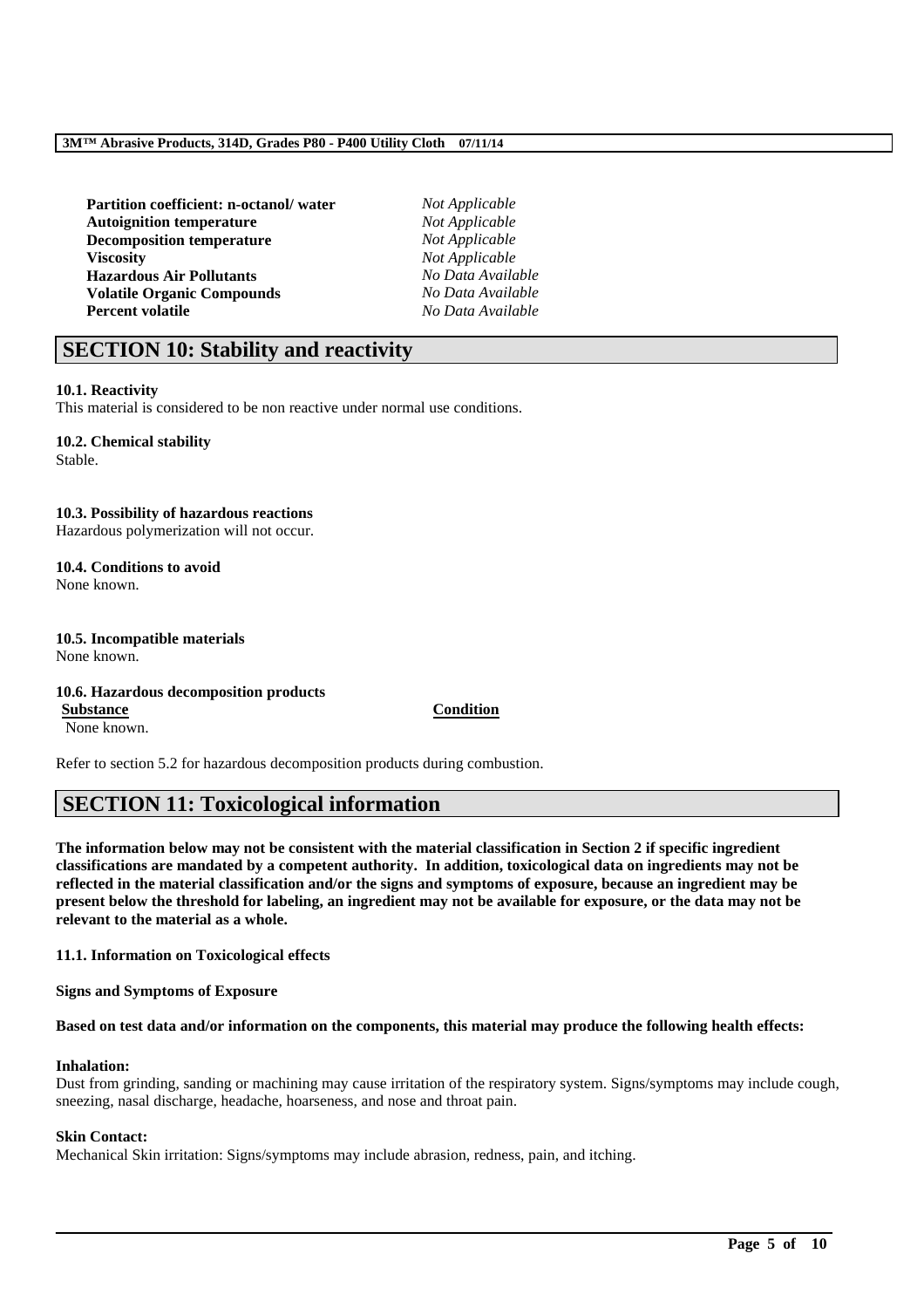| | |
|---|---|
| **Partition coefficient: n-octanol/ water** | *Not Applicable* |
| **Autoignition temperature** | *Not Applicable* |
| **Decomposition temperature** | *Not Applicable* |
| **Viscosity** | *Not Applicable* |
| **Hazardous Air Pollutants** | *No Data Available* |
| **Volatile Organic Compounds** | *No Data Available* |
| **Percent volatile** | *No Data Available* |

## SECTION 10: Stability and reactivity

**10.1. Reactivity**
This material is considered to be non reactive under normal use conditions.

**10.2. Chemical stability**
Stable.

**10.3. Possibility of hazardous reactions**
Hazardous polymerization will not occur.

**10.4. Conditions to avoid**
None known.

**10.5. Incompatible materials**
None known.

**10.6. Hazardous decomposition products**

| Substance | Condition |
|---|---|
| None known. | |

Refer to section 5.2 for hazardous decomposition products during combustion.

## SECTION 11: Toxicological information

**The information below may not be consistent with the material classification in Section 2 if specific ingredient classifications are mandated by a competent authority. In addition, toxicological data on ingredients may not be reflected in the material classification and/or the signs and symptoms of exposure, because an ingredient may be present below the threshold for labeling, an ingredient may not be available for exposure, or the data may not be relevant to the material as a whole.**

**11.1. Information on Toxicological effects**

**Signs and Symptoms of Exposure**

**Based on test data and/or information on the components, this material may produce the following health effects:**

**Inhalation:**
Dust from grinding, sanding or machining may cause irritation of the respiratory system. Signs/symptoms may include cough, sneezing, nasal discharge, headache, hoarseness, and nose and throat pain.

**Skin Contact:**
Mechanical Skin irritation: Signs/symptoms may include abrasion, redness, pain, and itching.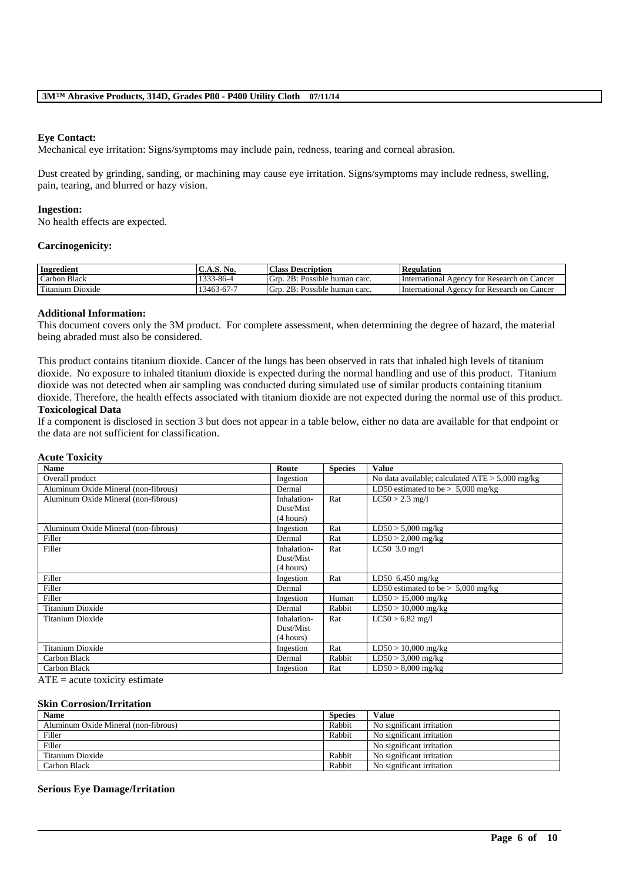**Eye Contact:**
Mechanical eye irritation: Signs/symptoms may include pain, redness, tearing and corneal abrasion.

Dust created by grinding, sanding, or machining may cause eye irritation. Signs/symptoms may include redness, swelling, pain, tearing, and blurred or hazy vision.

**Ingestion:**
No health effects are expected.

**Carcinogenicity:**

| Ingredient | C.A.S. No. | Class Description | Regulation |
|---|---|---|---|
| Carbon Black | 1333-86-4 | Grp. 2B: Possible human carc. | International Agency for Research on Cancer |
| Titanium Dioxide | 13463-67-7 | Grp. 2B: Possible human carc. | International Agency for Research on Cancer |

**Additional Information:**
This document covers only the 3M product. For complete assessment, when determining the degree of hazard, the material being abraded must also be considered.

This product contains titanium dioxide. Cancer of the lungs has been observed in rats that inhaled high levels of titanium dioxide. No exposure to inhaled titanium dioxide is expected during the normal handling and use of this product. Titanium dioxide was not detected when air sampling was conducted during simulated use of similar products containing titanium dioxide. Therefore, the health effects associated with titanium dioxide are not expected during the normal use of this product.

**Toxicological Data**
If a component is disclosed in section 3 but does not appear in a table below, either no data are available for that endpoint or the data are not sufficient for classification.

**Acute Toxicity**

| Name | Route | Species | Value |
|---|---|---|---|
| Overall product | Ingestion | | No data available; calculated ATE > 5,000 mg/kg |
| Aluminum Oxide Mineral (non-fibrous) | Dermal | | LD50 estimated to be > 5,000 mg/kg |
| Aluminum Oxide Mineral (non-fibrous) | Inhalation-Dust/Mist (4 hours) | Rat | LC50 > 2.3 mg/l |
| Aluminum Oxide Mineral (non-fibrous) | Ingestion | Rat | LD50 > 5,000 mg/kg |
| Filler | Dermal | Rat | LD50 > 2,000 mg/kg |
| Filler | Inhalation-Dust/Mist (4 hours) | Rat | LC50 3.0 mg/l |
| Filler | Ingestion | Rat | LD50 6,450 mg/kg |
| Filler | Dermal | | LD50 estimated to be > 5,000 mg/kg |
| Filler | Ingestion | Human | LD50 > 15,000 mg/kg |
| Titanium Dioxide | Dermal | Rabbit | LD50 > 10,000 mg/kg |
| Titanium Dioxide | Inhalation-Dust/Mist (4 hours) | Rat | LC50 > 6.82 mg/l |
| Titanium Dioxide | Ingestion | Rat | LD50 > 10,000 mg/kg |
| Carbon Black | Dermal | Rabbit | LD50 > 3,000 mg/kg |
| Carbon Black | Ingestion | Rat | LD50 > 8,000 mg/kg |

ATE = acute toxicity estimate

**Skin Corrosion/Irritation**

| Name | Species | Value |
|---|---|---|
| Aluminum Oxide Mineral (non-fibrous) | Rabbit | No significant irritation |
| Filler | Rabbit | No significant irritation |
| Filler | | No significant irritation |
| Titanium Dioxide | Rabbit | No significant irritation |
| Carbon Black | Rabbit | No significant irritation |

**Serious Eye Damage/Irritation**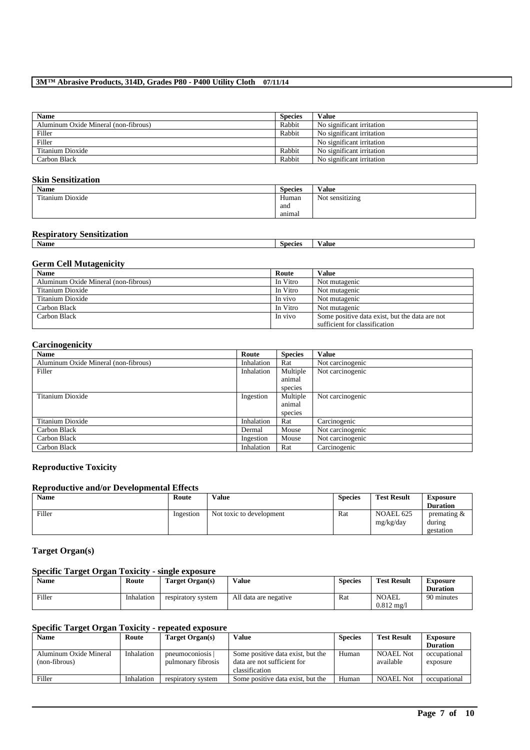| Name | Species | Value |
| --- | --- | --- |
| Aluminum Oxide Mineral (non-fibrous) | Rabbit | No significant irritation |
| Filler | Rabbit | No significant irritation |
| Filler | | No significant irritation |
| Titanium Dioxide | Rabbit | No significant irritation |
| Carbon Black | Rabbit | No significant irritation |

### Skin Sensitization

| Name | Species | Value |
| --- | --- | --- |
| Titanium Dioxide | Human and animal | Not sensitizing |

### Respiratory Sensitization

| Name | Species | Value |
| --- | --- | --- |

### Germ Cell Mutagenicity

| Name | Route | Value |
| --- | --- | --- |
| Aluminum Oxide Mineral (non-fibrous) | In Vitro | Not mutagenic |
| Titanium Dioxide | In Vitro | Not mutagenic |
| Titanium Dioxide | In vivo | Not mutagenic |
| Carbon Black | In Vitro | Not mutagenic |
| Carbon Black | In vivo | Some positive data exist, but the data are not sufficient for classification |

### Carcinogenicity

| Name | Route | Species | Value |
| --- | --- | --- | --- |
| Aluminum Oxide Mineral (non-fibrous) | Inhalation | Rat | Not carcinogenic |
| Filler | Inhalation | Multiple animal species | Not carcinogenic |
| Titanium Dioxide | Ingestion | Multiple animal species | Not carcinogenic |
| Titanium Dioxide | Inhalation | Rat | Carcinogenic |
| Carbon Black | Dermal | Mouse | Not carcinogenic |
| Carbon Black | Ingestion | Mouse | Not carcinogenic |
| Carbon Black | Inhalation | Rat | Carcinogenic |

### Reproductive Toxicity

### Reproductive and/or Developmental Effects

| Name | Route | Value | Species | Test Result | Exposure Duration |
| --- | --- | --- | --- | --- | --- |
| Filler | Ingestion | Not toxic to development | Rat | NOAEL 625 mg/kg/day | premating & during gestation |

### Target Organ(s)

### Specific Target Organ Toxicity - single exposure

| Name | Route | Target Organ(s) | Value | Species | Test Result | Exposure Duration |
| --- | --- | --- | --- | --- | --- | --- |
| Filler | Inhalation | respiratory system | All data are negative | Rat | NOAEL 0.812 mg/l | 90 minutes |

### Specific Target Organ Toxicity - repeated exposure

| Name | Route | Target Organ(s) | Value | Species | Test Result | Exposure Duration |
| --- | --- | --- | --- | --- | --- | --- |
| Aluminum Oxide Mineral (non-fibrous) | Inhalation | pneumoconiosis \| pulmonary fibrosis | Some positive data exist, but the data are not sufficient for classification | Human | NOAEL Not available | occupational exposure |
| Filler | Inhalation | respiratory system | Some positive data exist, but the | Human | NOAEL Not | occupational |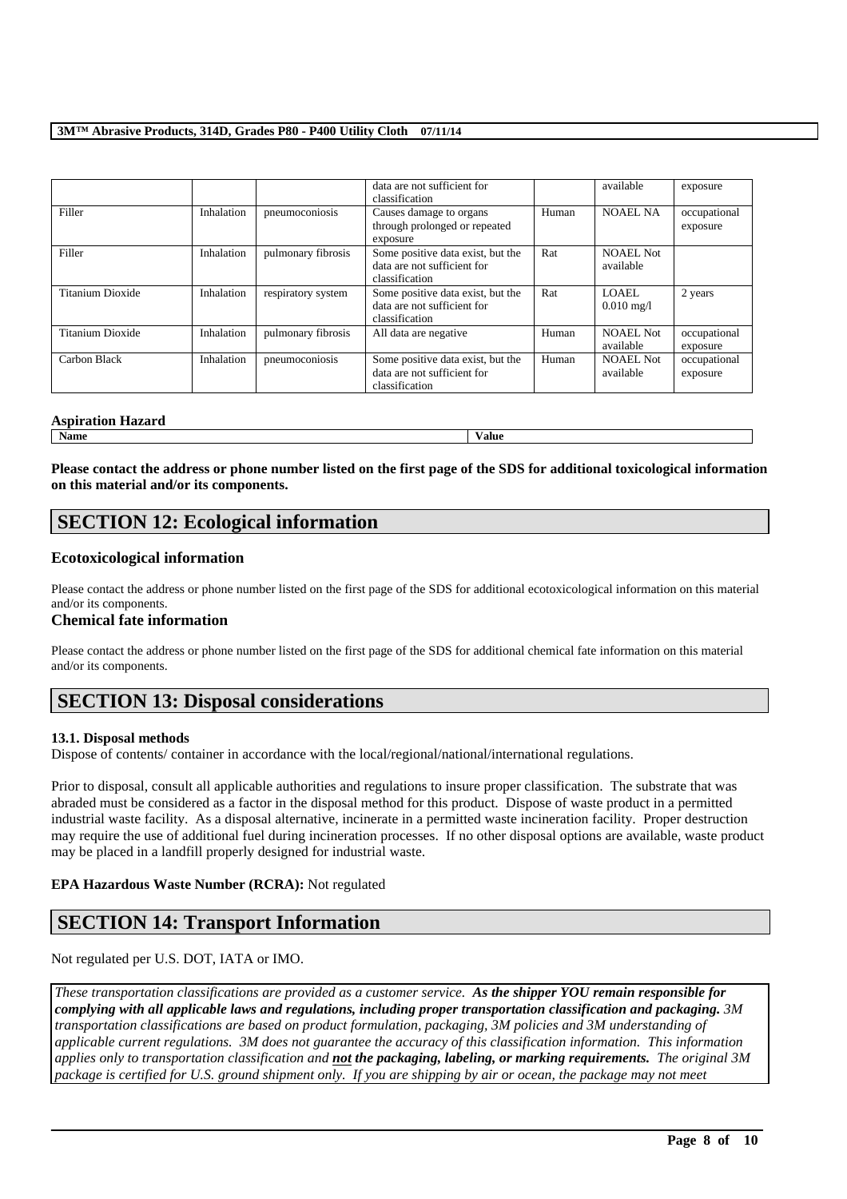|  |  |  | data are not sufficient for classification |  | available | exposure |
|---|---|---|---|---|---|---|
| Filler | Inhalation | pneumoconiosis | Causes damage to organs through prolonged or repeated exposure | Human | NOAEL NA | occupational exposure |
| Filler | Inhalation | pulmonary fibrosis | Some positive data exist, but the data are not sufficient for classification | Rat | NOAEL Not available |  |
| Titanium Dioxide | Inhalation | respiratory system | Some positive data exist, but the data are not sufficient for classification | Rat | LOAEL 0.010 mg/l | 2 years |
| Titanium Dioxide | Inhalation | pulmonary fibrosis | All data are negative | Human | NOAEL Not available | occupational exposure |
| Carbon Black | Inhalation | pneumoconiosis | Some positive data exist, but the data are not sufficient for classification | Human | NOAEL Not available | occupational exposure |

**Aspiration Hazard**

| Name | Value |
|---|---|

**Please contact the address or phone number listed on the first page of the SDS for additional toxicological information on this material and/or its components.**

# SECTION 12: Ecological information

## Ecotoxicological information

Please contact the address or phone number listed on the first page of the SDS for additional ecotoxicological information on this material and/or its components.

## Chemical fate information

Please contact the address or phone number listed on the first page of the SDS for additional chemical fate information on this material and/or its components.

# SECTION 13: Disposal considerations

**13.1. Disposal methods**

Dispose of contents/ container in accordance with the local/regional/national/international regulations.

Prior to disposal, consult all applicable authorities and regulations to insure proper classification. The substrate that was abraded must be considered as a factor in the disposal method for this product. Dispose of waste product in a permitted industrial waste facility. As a disposal alternative, incinerate in a permitted waste incineration facility. Proper destruction may require the use of additional fuel during incineration processes. If no other disposal options are available, waste product may be placed in a landfill properly designed for industrial waste.

**EPA Hazardous Waste Number (RCRA):** Not regulated

# SECTION 14: Transport Information

Not regulated per U.S. DOT, IATA or IMO.

*These transportation classifications are provided as a customer service.* ***As the shipper YOU remain responsible for complying with all applicable laws and regulations, including proper transportation classification and packaging.*** *3M transportation classifications are based on product formulation, packaging, 3M policies and 3M understanding of applicable current regulations. 3M does not guarantee the accuracy of this classification information. This information applies only to transportation classification and* ***not the packaging, labeling, or marking requirements.*** *The original 3M package is certified for U.S. ground shipment only. If you are shipping by air or ocean, the package may not meet*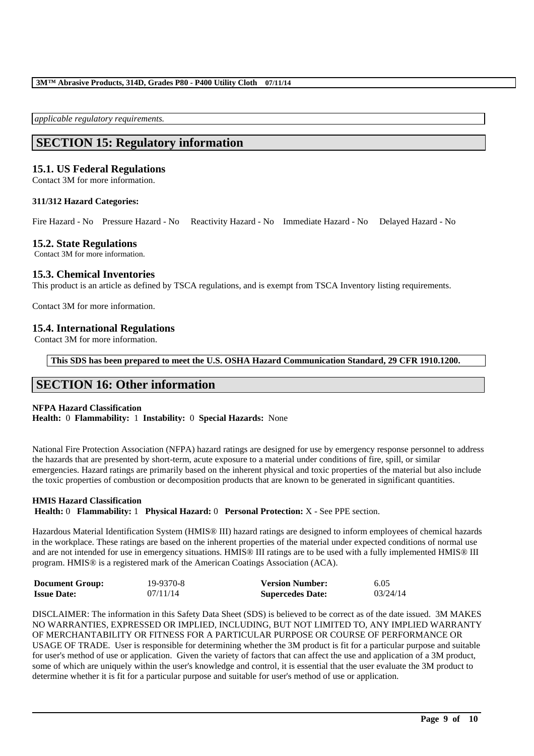*applicable regulatory requirements.*

## SECTION 15: Regulatory information

### 15.1. US Federal Regulations

Contact 3M for more information.

**311/312 Hazard Categories:**

Fire Hazard - No Pressure Hazard - No Reactivity Hazard - No Immediate Hazard - No Delayed Hazard - No

### 15.2. State Regulations

Contact 3M for more information.

### 15.3. Chemical Inventories

This product is an article as defined by TSCA regulations, and is exempt from TSCA Inventory listing requirements.

Contact 3M for more information.

### 15.4. International Regulations

Contact 3M for more information.

**This SDS has been prepared to meet the U.S. OSHA Hazard Communication Standard, 29 CFR 1910.1200.**

## SECTION 16: Other information

**NFPA Hazard Classification**
**Health:** 0 **Flammability:** 1 **Instability:** 0 **Special Hazards:** None

National Fire Protection Association (NFPA) hazard ratings are designed for use by emergency response personnel to address the hazards that are presented by short-term, acute exposure to a material under conditions of fire, spill, or similar emergencies. Hazard ratings are primarily based on the inherent physical and toxic properties of the material but also include the toxic properties of combustion or decomposition products that are known to be generated in significant quantities.

**HMIS Hazard Classification**
**Health:** 0 **Flammability:** 1 **Physical Hazard:** 0 **Personal Protection:** X - See PPE section.

Hazardous Material Identification System (HMIS® III) hazard ratings are designed to inform employees of chemical hazards in the workplace. These ratings are based on the inherent properties of the material under expected conditions of normal use and are not intended for use in emergency situations. HMIS® III ratings are to be used with a fully implemented HMIS® III program. HMIS® is a registered mark of the American Coatings Association (ACA).

| | | | |
|---|---|---|---|
| **Document Group:** | 19-9370-8 | **Version Number:** | 6.05 |
| **Issue Date:** | 07/11/14 | **Supercedes Date:** | 03/24/14 |

DISCLAIMER: The information in this Safety Data Sheet (SDS) is believed to be correct as of the date issued. 3M MAKES NO WARRANTIES, EXPRESSED OR IMPLIED, INCLUDING, BUT NOT LIMITED TO, ANY IMPLIED WARRANTY OF MERCHANTABILITY OR FITNESS FOR A PARTICULAR PURPOSE OR COURSE OF PERFORMANCE OR USAGE OF TRADE. User is responsible for determining whether the 3M product is fit for a particular purpose and suitable for user's method of use or application. Given the variety of factors that can affect the use and application of a 3M product, some of which are uniquely within the user's knowledge and control, it is essential that the user evaluate the 3M product to determine whether it is fit for a particular purpose and suitable for user's method of use or application.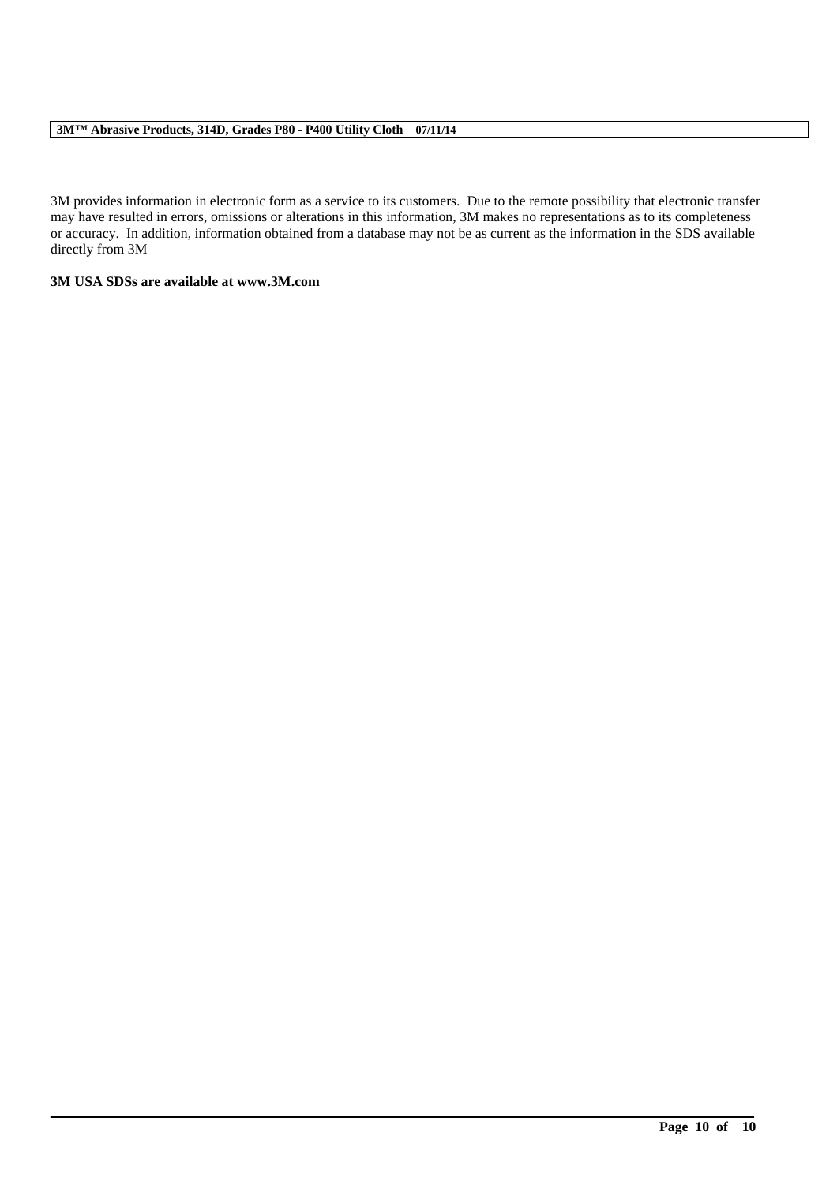3M provides information in electronic form as a service to its customers. Due to the remote possibility that electronic transfer may have resulted in errors, omissions or alterations in this information, 3M makes no representations as to its completeness or accuracy. In addition, information obtained from a database may not be as current as the information in the SDS available directly from 3M

**3M USA SDSs are available at www.3M.com**